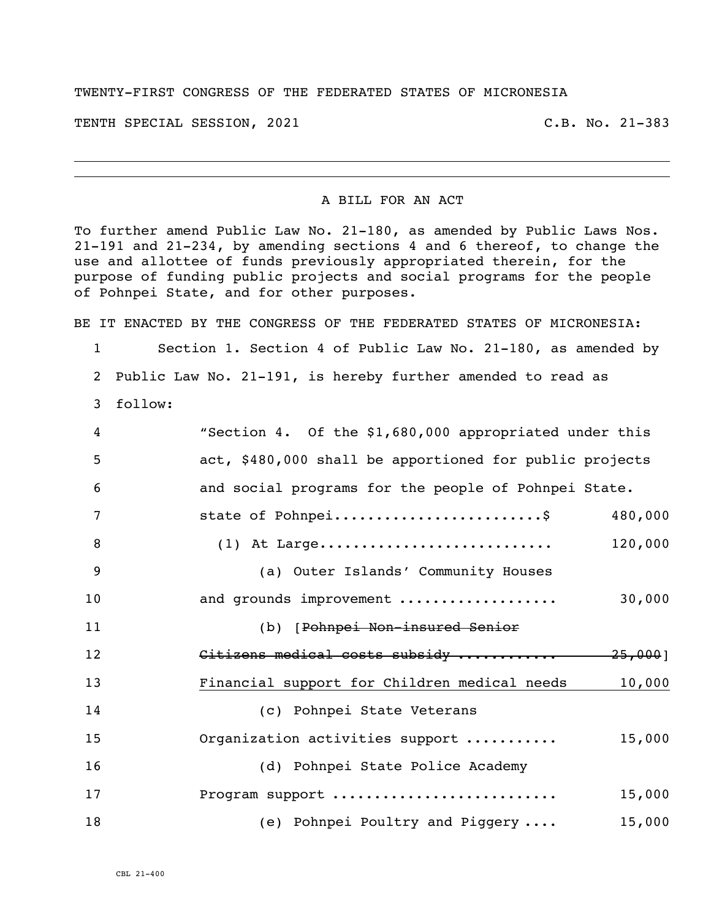TWENTY-FIRST CONGRESS OF THE FEDERATED STATES OF MICRONESIA

TENTH SPECIAL SESSION, 2021 C.B. No. 21-383

---

A BILL FOR AN ACT

To further amend Public Law No. 21-180, as amended by Public Laws Nos. 21-191 and 21-234, by amending sections 4 and 6 thereof, to change the use and allottee of funds previously appropriated therein, for the purpose of funding public projects and social programs for the people of Pohnpei State, and for other purposes.

BE IT ENACTED BY THE CONGRESS OF THE FEDERATED STATES OF MICRONESIA:

1 Section 1. Section 4 of Public Law No. 21-180, as amended by
2 Public Law No. 21-191, is hereby further amended to read as
3 follow:

4 "Section 4. Of the $1,680,000 appropriated under this
5 act, $480,000 shall be apportioned for public projects
6 and social programs for the people of Pohnpei State.

| Line | Item | Amount |
|---|---|---|
| 7 | state of Pohnpei........................$ | 480,000 |
| 8 | (1) At Large........................... | 120,000 |
| 9 | (a) Outer Islands' Community Houses | |
| 10 | and grounds improvement .................. | 30,000 |
| 11 | (b) [~~Pohnpei Non-insured Senior~~ | |
| 12 | ~~Citizens medical costs subsidy ...........~~ | ~~25,000~~] |
| 13 | <u>Financial support for Children medical needs</u> | <u>10,000</u> |
| 14 | (c) Pohnpei State Veterans | |
| 15 | Organization activities support ........... | 15,000 |
| 16 | (d) Pohnpei State Police Academy | |
| 17 | Program support .......................... | 15,000 |
| 18 | (e) Pohnpei Poultry and Piggery .... | 15,000 |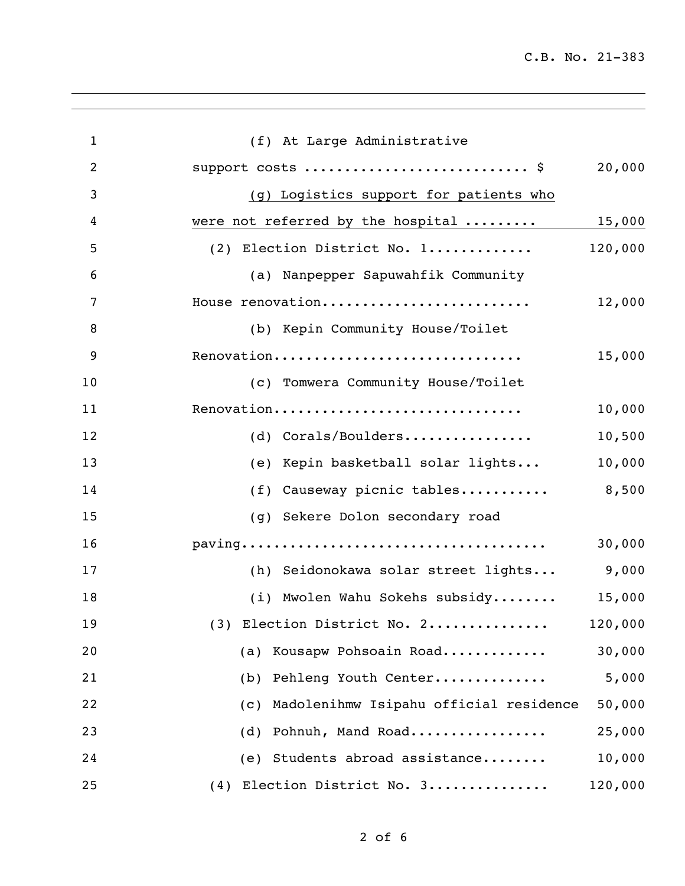(f) At Large Administrative support costs ............................ $ 20,000

(g) Logistics support for patients who were not referred by the hospital ......... 15,000

(2) Election District No. 1............. 120,000

(a) Nanpepper Sapuwahfik Community House renovation.......................... 12,000

(b) Kepin Community House/Toilet Renovation............................... 15,000

(c) Tomwera Community House/Toilet Renovation............................... 10,000

(d) Corals/Boulders................ 10,500

(e) Kepin basketball solar lights... 10,000

(f) Causeway picnic tables........... 8,500

(g) Sekere Dolon secondary road paving..................................... 30,000

(h) Seidonokawa solar street lights... 9,000

(i) Mwolen Wahu Sokehs subsidy........ 15,000

(3) Election District No. 2............... 120,000

(a) Kousapw Pohsoain Road............. 30,000

(b) Pehleng Youth Center.............. 5,000

(c) Madolenihmw Isipahu official residence 50,000

(d) Pohnuh, Mand Road................. 25,000

(e) Students abroad assistance........ 10,000

(4) Election District No. 3............... 120,000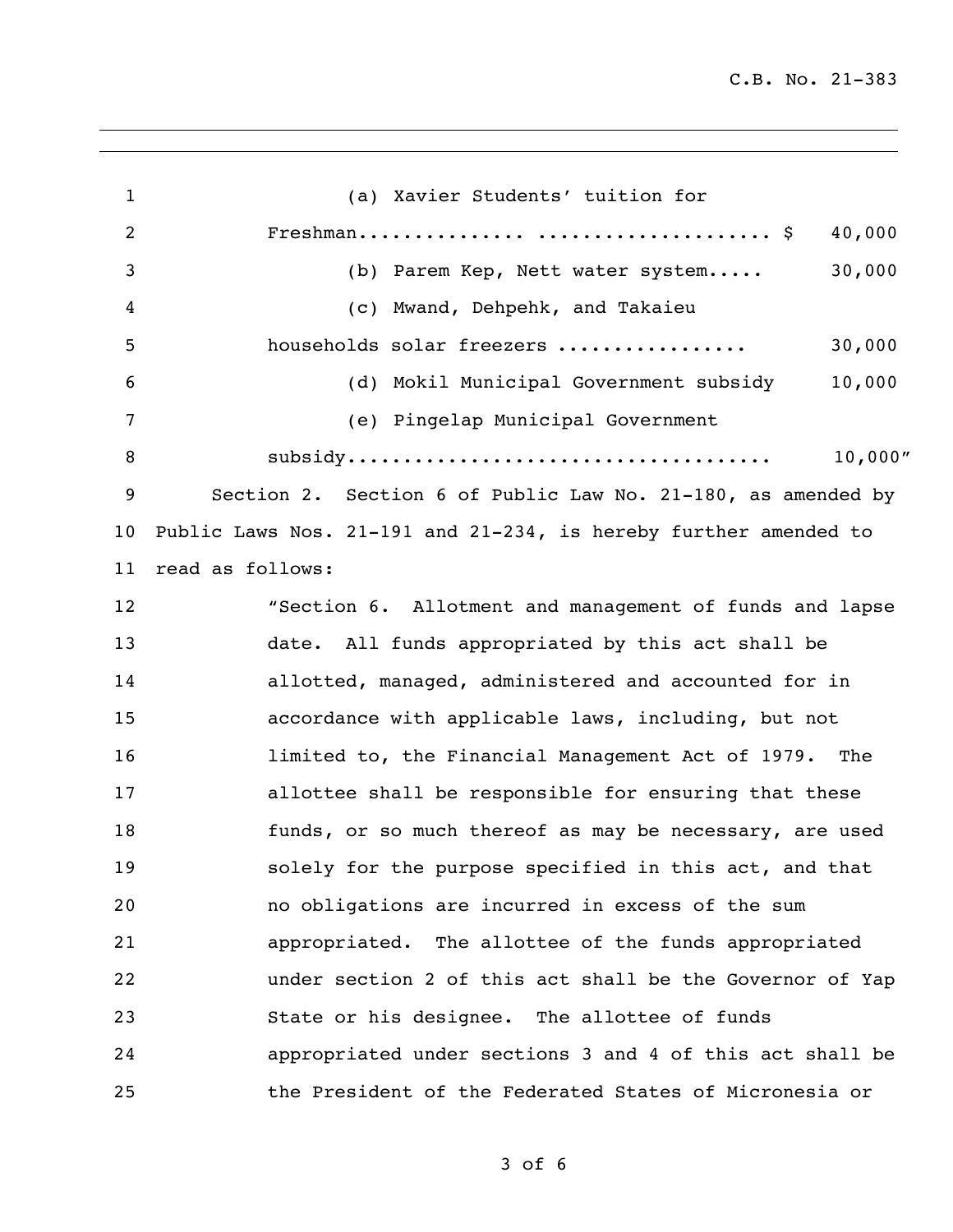(a) Xavier Students' tuition for Freshman............... .................... $ 40,000

(b) Parem Kep, Nett water system..... 30,000

(c) Mwand, Dehpehk, and Takaieu households solar freezers ................ 30,000

(d) Mokil Municipal Government subsidy 10,000

(e) Pingelap Municipal Government subsidy..................................... 10,000"

Section 2. Section 6 of Public Law No. 21-180, as amended by Public Laws Nos. 21-191 and 21-234, is hereby further amended to read as follows:

"Section 6. Allotment and management of funds and lapse date. All funds appropriated by this act shall be allotted, managed, administered and accounted for in accordance with applicable laws, including, but not limited to, the Financial Management Act of 1979. The allottee shall be responsible for ensuring that these funds, or so much thereof as may be necessary, are used solely for the purpose specified in this act, and that no obligations are incurred in excess of the sum appropriated. The allottee of the funds appropriated under section 2 of this act shall be the Governor of Yap State or his designee. The allottee of funds appropriated under sections 3 and 4 of this act shall be the President of the Federated States of Micronesia or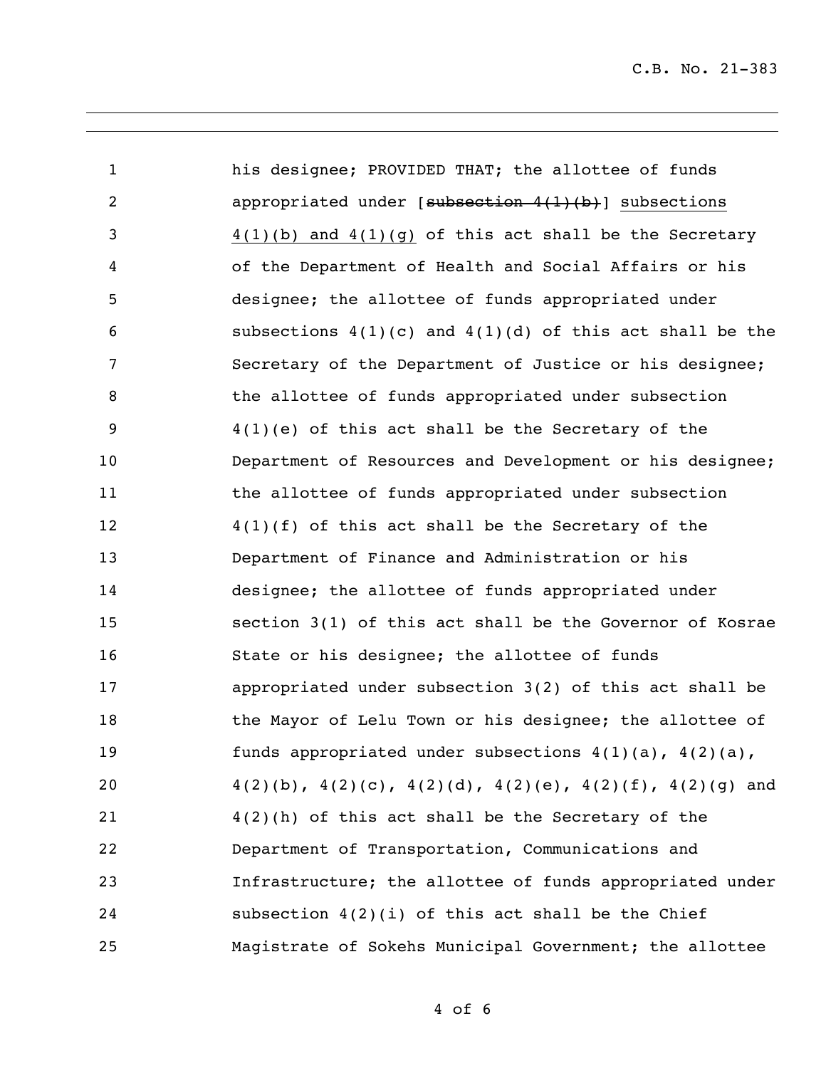his designee; PROVIDED THAT; the allottee of funds appropriated under [~~subsection 4(1)(b)~~] <u>subsections 4(1)(b) and 4(1)(g)</u> of this act shall be the Secretary of the Department of Health and Social Affairs or his designee; the allottee of funds appropriated under subsections 4(1)(c) and 4(1)(d) of this act shall be the Secretary of the Department of Justice or his designee; the allottee of funds appropriated under subsection 4(1)(e) of this act shall be the Secretary of the Department of Resources and Development or his designee; the allottee of funds appropriated under subsection 4(1)(f) of this act shall be the Secretary of the Department of Finance and Administration or his designee; the allottee of funds appropriated under section 3(1) of this act shall be the Governor of Kosrae State or his designee; the allottee of funds appropriated under subsection 3(2) of this act shall be the Mayor of Lelu Town or his designee; the allottee of funds appropriated under subsections 4(1)(a), 4(2)(a), 4(2)(b), 4(2)(c), 4(2)(d), 4(2)(e), 4(2)(f), 4(2)(g) and 4(2)(h) of this act shall be the Secretary of the Department of Transportation, Communications and Infrastructure; the allottee of funds appropriated under subsection 4(2)(i) of this act shall be the Chief Magistrate of Sokehs Municipal Government; the allottee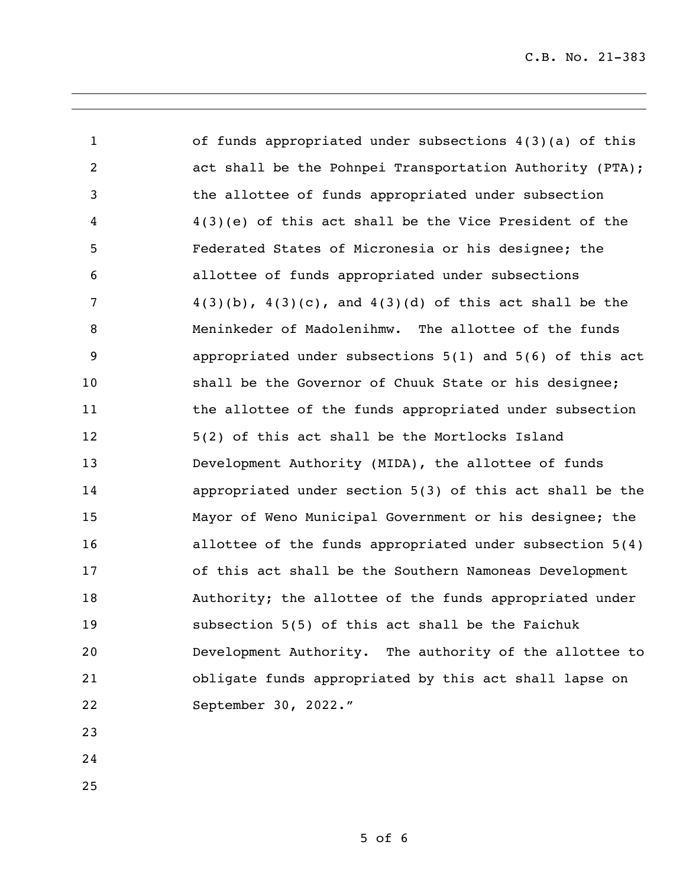of funds appropriated under subsections 4(3)(a) of this act shall be the Pohnpei Transportation Authority (PTA); the allottee of funds appropriated under subsection 4(3)(e) of this act shall be the Vice President of the Federated States of Micronesia or his designee; the allottee of funds appropriated under subsections 4(3)(b), 4(3)(c), and 4(3)(d) of this act shall be the Meninkeder of Madolenihmw. The allottee of the funds appropriated under subsections 5(1) and 5(6) of this act shall be the Governor of Chuuk State or his designee; the allottee of the funds appropriated under subsection 5(2) of this act shall be the Mortlocks Island Development Authority (MIDA), the allottee of funds appropriated under section 5(3) of this act shall be the Mayor of Weno Municipal Government or his designee; the allottee of the funds appropriated under subsection 5(4) of this act shall be the Southern Namoneas Development Authority; the allottee of the funds appropriated under subsection 5(5) of this act shall be the Faichuk Development Authority. The authority of the allottee to obligate funds appropriated by this act shall lapse on September 30, 2022."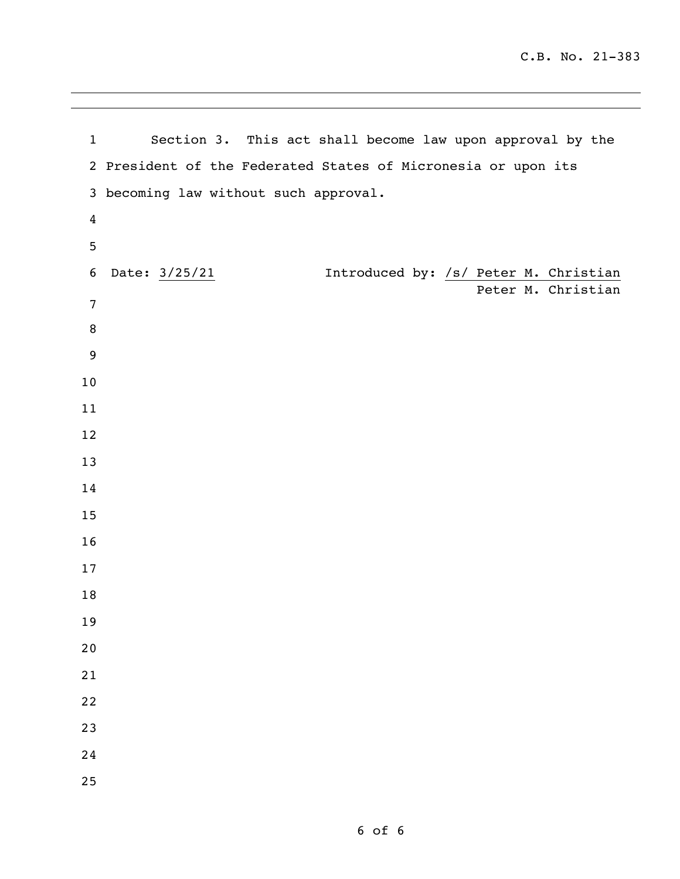Section 3. This act shall become law upon approval by the President of the Federated States of Micronesia or upon its becoming law without such approval.

Date: 3/25/21

Introduced by: /s/ Peter M. Christian
Peter M. Christian